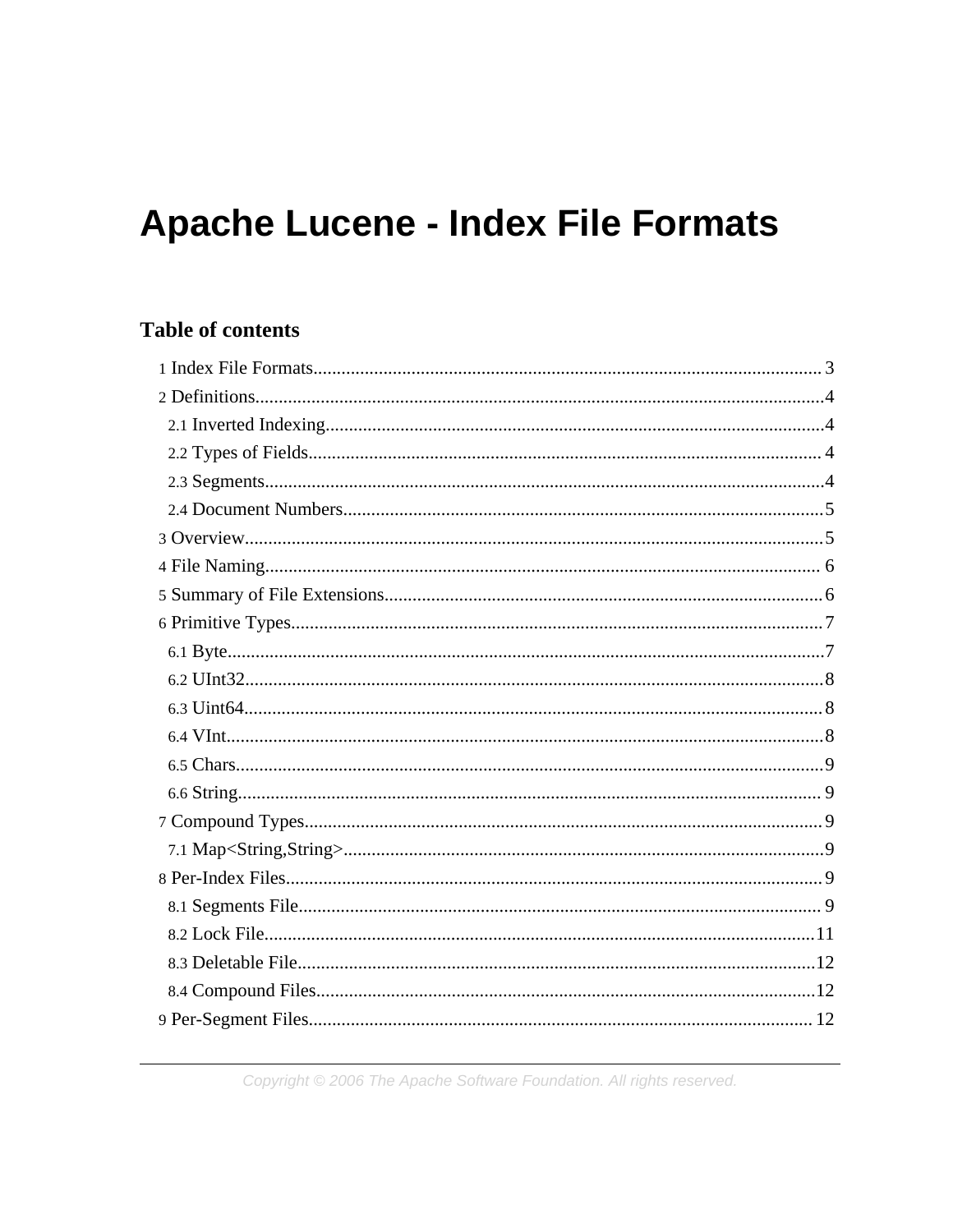# Apache Lucene - Index File Formats

## Table of contents

1 Index File Formats........................................................................................................3

2 Definitions....................................................................................................................4

2.1 Inverted Indexing.......................................................................................................4

2.2 Types of Fields...........................................................................................................4

2.3 Segments....................................................................................................................4

2.4 Document Numbers....................................................................................................5

3 Overview......................................................................................................................5

4 File Naming..................................................................................................................6

5 Summary of File Extensions.........................................................................................6

6 Primitive Types.............................................................................................................7

6.1 Byte...........................................................................................................................7

6.2 UInt32.......................................................................................................................8

6.3 Uint64.......................................................................................................................8

6.4 VInt...........................................................................................................................8

6.5 Chars.........................................................................................................................9

6.6 String.........................................................................................................................9

7 Compound Types..........................................................................................................9

7.1 Map<String,String>...................................................................................................9

8 Per-Index Files..............................................................................................................9

8.1 Segments File............................................................................................................9

8.2 Lock File..................................................................................................................11

8.3 Deletable File...........................................................................................................12

8.4 Compound Files........................................................................................................12

9 Per-Segment Files........................................................................................................12

Copyright © 2006 The Apache Software Foundation. All rights reserved.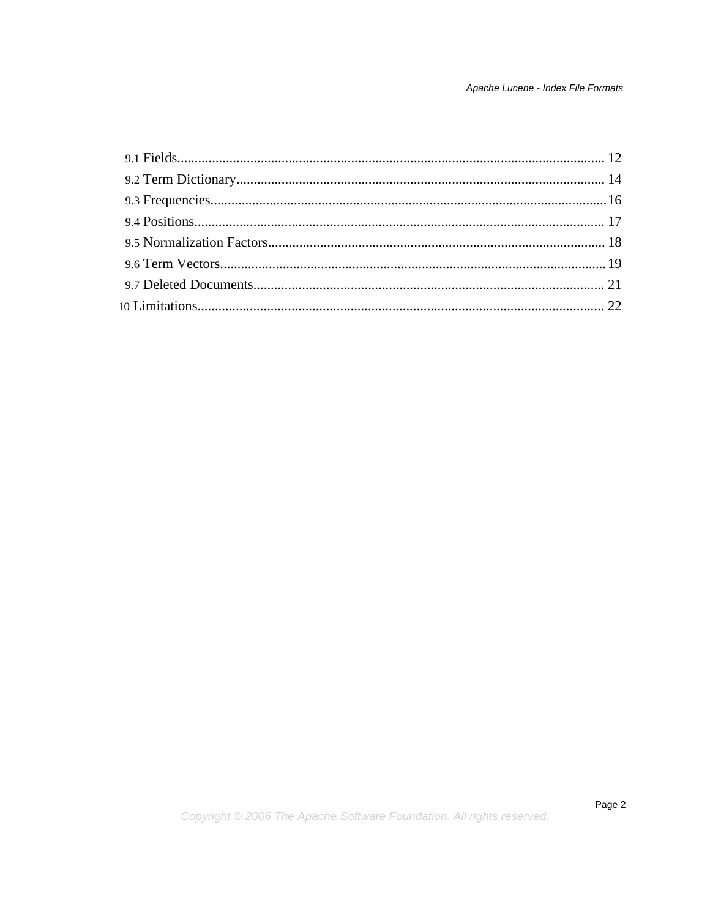9.1 Fields........................................................................................................................ 12
9.2 Term Dictionary........................................................................................................ 14
9.3 Frequencies................................................................................................................16
9.4 Positions.................................................................................................................... 17
9.5 Normalization Factors............................................................................................... 18
9.6 Term Vectors.............................................................................................................19
9.7 Deleted Documents................................................................................................... 21
10 Limitations.................................................................................................................... 22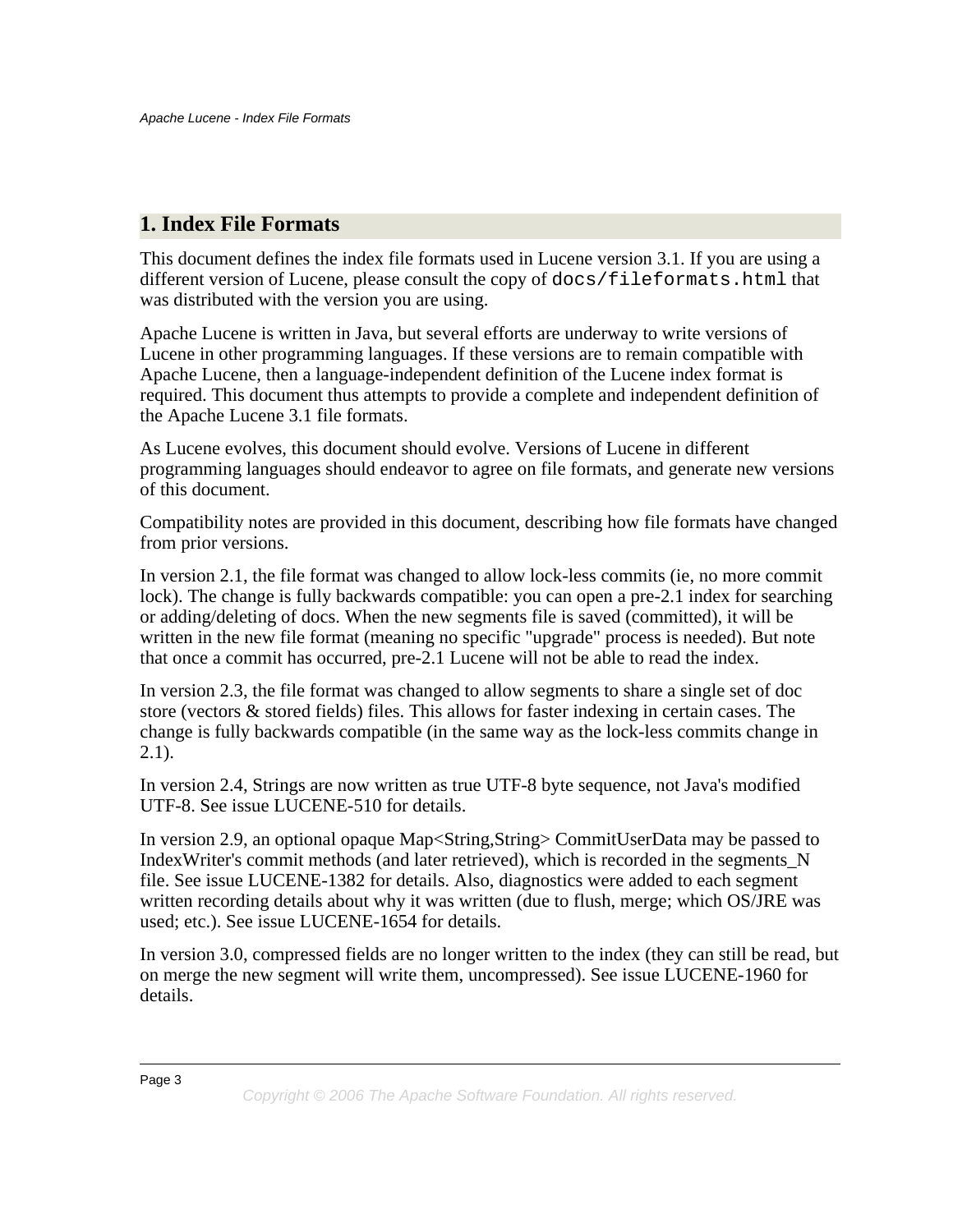# 1. Index File Formats

This document defines the index file formats used in Lucene version 3.1. If you are using a different version of Lucene, please consult the copy of `docs/fileformats.html` that was distributed with the version you are using.

Apache Lucene is written in Java, but several efforts are underway to write versions of Lucene in other programming languages. If these versions are to remain compatible with Apache Lucene, then a language-independent definition of the Lucene index format is required. This document thus attempts to provide a complete and independent definition of the Apache Lucene 3.1 file formats.

As Lucene evolves, this document should evolve. Versions of Lucene in different programming languages should endeavor to agree on file formats, and generate new versions of this document.

Compatibility notes are provided in this document, describing how file formats have changed from prior versions.

In version 2.1, the file format was changed to allow lock-less commits (ie, no more commit lock). The change is fully backwards compatible: you can open a pre-2.1 index for searching or adding/deleting of docs. When the new segments file is saved (committed), it will be written in the new file format (meaning no specific "upgrade" process is needed). But note that once a commit has occurred, pre-2.1 Lucene will not be able to read the index.

In version 2.3, the file format was changed to allow segments to share a single set of doc store (vectors & stored fields) files. This allows for faster indexing in certain cases. The change is fully backwards compatible (in the same way as the lock-less commits change in 2.1).

In version 2.4, Strings are now written as true UTF-8 byte sequence, not Java's modified UTF-8. See issue LUCENE-510 for details.

In version 2.9, an optional opaque Map<String,String> CommitUserData may be passed to IndexWriter's commit methods (and later retrieved), which is recorded in the segments_N file. See issue LUCENE-1382 for details. Also, diagnostics were added to each segment written recording details about why it was written (due to flush, merge; which OS/JRE was used; etc.). See issue LUCENE-1654 for details.

In version 3.0, compressed fields are no longer written to the index (they can still be read, but on merge the new segment will write them, uncompressed). See issue LUCENE-1960 for details.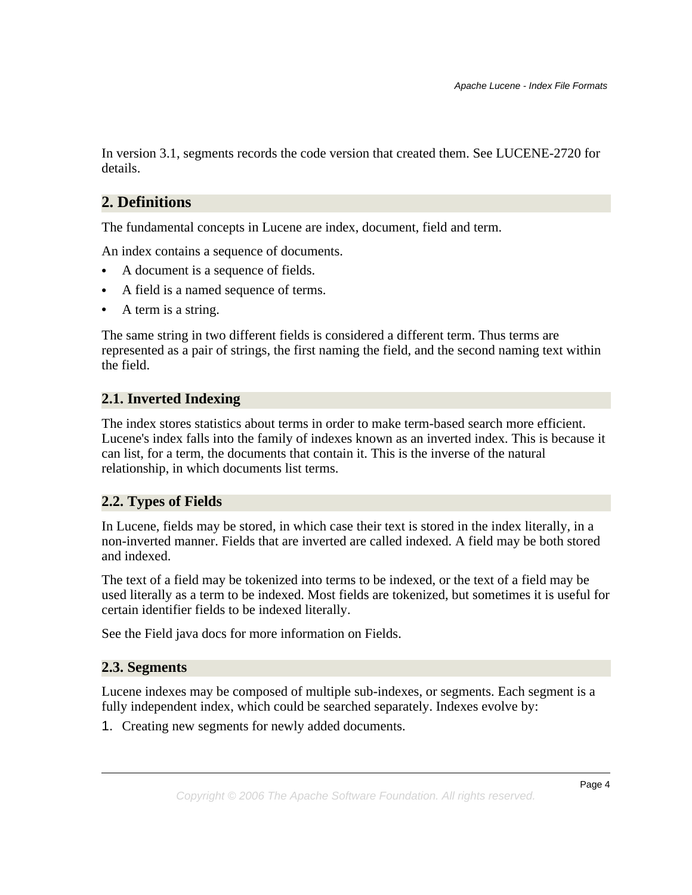In version 3.1, segments records the code version that created them. See LUCENE-2720 for details.

## 2. Definitions

The fundamental concepts in Lucene are index, document, field and term.

An index contains a sequence of documents.

- A document is a sequence of fields.
- A field is a named sequence of terms.
- A term is a string.

The same string in two different fields is considered a different term. Thus terms are represented as a pair of strings, the first naming the field, and the second naming text within the field.

### 2.1. Inverted Indexing

The index stores statistics about terms in order to make term-based search more efficient. Lucene's index falls into the family of indexes known as an inverted index. This is because it can list, for a term, the documents that contain it. This is the inverse of the natural relationship, in which documents list terms.

### 2.2. Types of Fields

In Lucene, fields may be stored, in which case their text is stored in the index literally, in a non-inverted manner. Fields that are inverted are called indexed. A field may be both stored and indexed.

The text of a field may be tokenized into terms to be indexed, or the text of a field may be used literally as a term to be indexed. Most fields are tokenized, but sometimes it is useful for certain identifier fields to be indexed literally.

See the Field java docs for more information on Fields.

### 2.3. Segments

Lucene indexes may be composed of multiple sub-indexes, or segments. Each segment is a fully independent index, which could be searched separately. Indexes evolve by:

1. Creating new segments for newly added documents.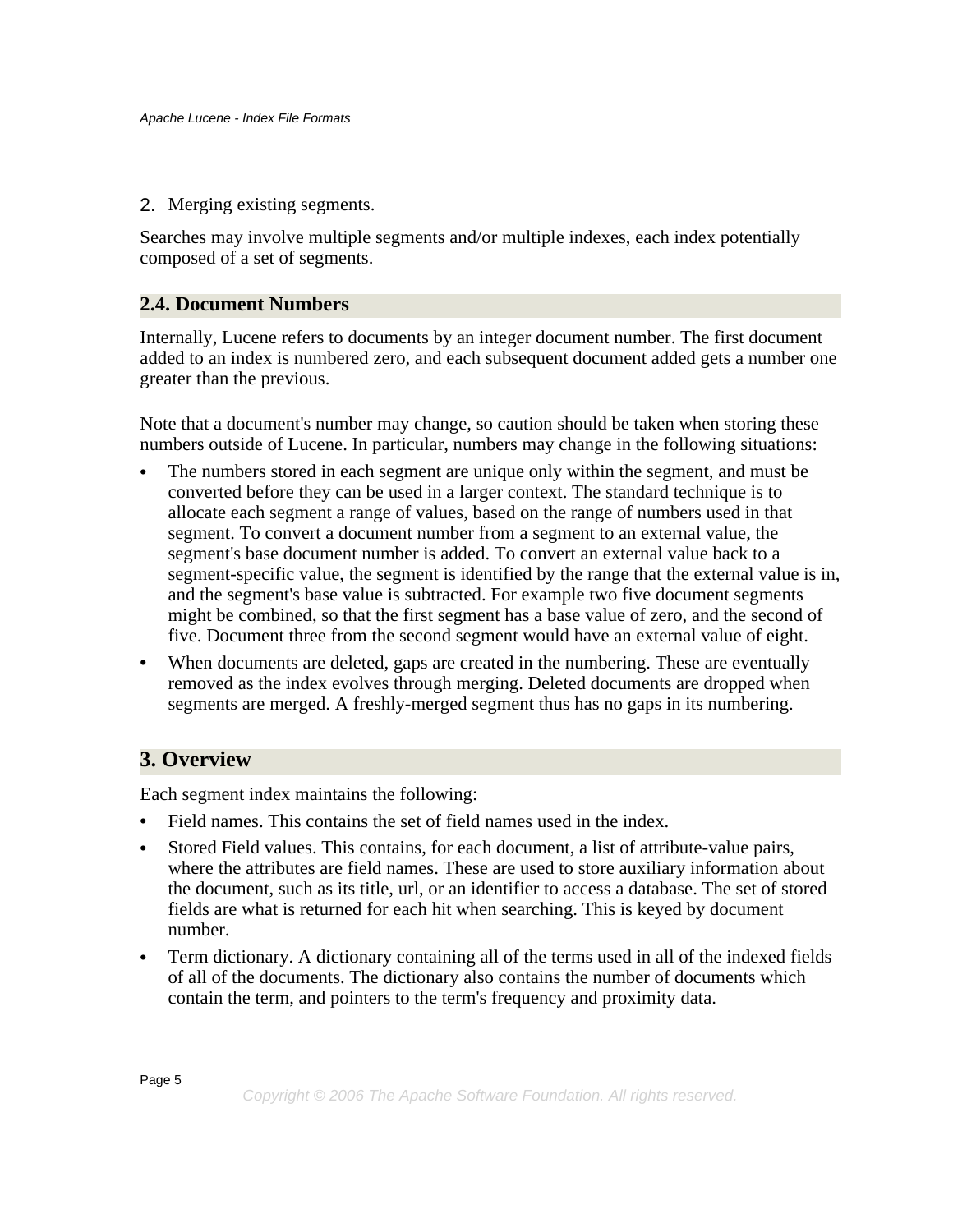2. Merging existing segments.

Searches may involve multiple segments and/or multiple indexes, each index potentially composed of a set of segments.

## 2.4. Document Numbers

Internally, Lucene refers to documents by an integer document number. The first document added to an index is numbered zero, and each subsequent document added gets a number one greater than the previous.

Note that a document's number may change, so caution should be taken when storing these numbers outside of Lucene. In particular, numbers may change in the following situations:

- The numbers stored in each segment are unique only within the segment, and must be converted before they can be used in a larger context. The standard technique is to allocate each segment a range of values, based on the range of numbers used in that segment. To convert a document number from a segment to an external value, the segment's base document number is added. To convert an external value back to a segment-specific value, the segment is identified by the range that the external value is in, and the segment's base value is subtracted. For example two five document segments might be combined, so that the first segment has a base value of zero, and the second of five. Document three from the second segment would have an external value of eight.
- When documents are deleted, gaps are created in the numbering. These are eventually removed as the index evolves through merging. Deleted documents are dropped when segments are merged. A freshly-merged segment thus has no gaps in its numbering.

# 3. Overview

Each segment index maintains the following:

- Field names. This contains the set of field names used in the index.
- Stored Field values. This contains, for each document, a list of attribute-value pairs, where the attributes are field names. These are used to store auxiliary information about the document, such as its title, url, or an identifier to access a database. The set of stored fields are what is returned for each hit when searching. This is keyed by document number.
- Term dictionary. A dictionary containing all of the terms used in all of the indexed fields of all of the documents. The dictionary also contains the number of documents which contain the term, and pointers to the term's frequency and proximity data.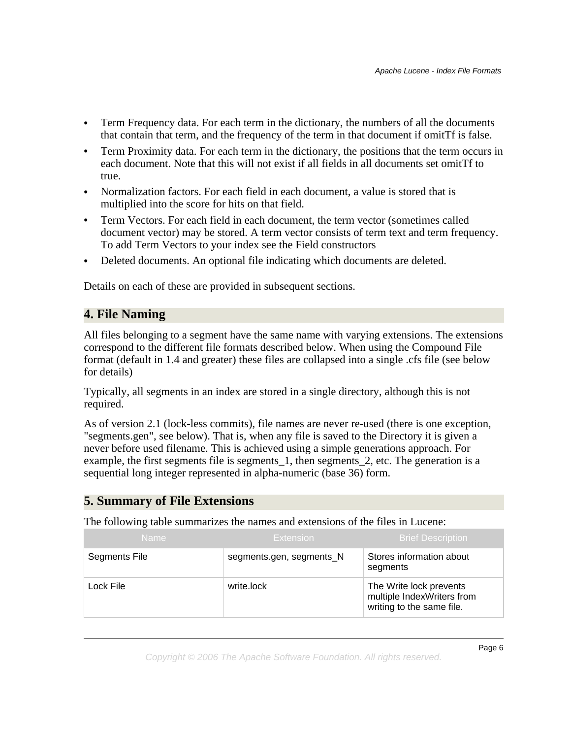- Term Frequency data. For each term in the dictionary, the numbers of all the documents that contain that term, and the frequency of the term in that document if omitTf is false.
- Term Proximity data. For each term in the dictionary, the positions that the term occurs in each document. Note that this will not exist if all fields in all documents set omitTf to true.
- Normalization factors. For each field in each document, a value is stored that is multiplied into the score for hits on that field.
- Term Vectors. For each field in each document, the term vector (sometimes called document vector) may be stored. A term vector consists of term text and term frequency. To add Term Vectors to your index see the Field constructors
- Deleted documents. An optional file indicating which documents are deleted.

Details on each of these are provided in subsequent sections.

## 4. File Naming

All files belonging to a segment have the same name with varying extensions. The extensions correspond to the different file formats described below. When using the Compound File format (default in 1.4 and greater) these files are collapsed into a single .cfs file (see below for details)

Typically, all segments in an index are stored in a single directory, although this is not required.

As of version 2.1 (lock-less commits), file names are never re-used (there is one exception, "segments.gen", see below). That is, when any file is saved to the Directory it is given a never before used filename. This is achieved using a simple generations approach. For example, the first segments file is segments_1, then segments_2, etc. The generation is a sequential long integer represented in alpha-numeric (base 36) form.

## 5. Summary of File Extensions

The following table summarizes the names and extensions of the files in Lucene:

| Name | Extension | Brief Description |
| --- | --- | --- |
| Segments File | segments.gen, segments_N | Stores information about segments |
| Lock File | write.lock | The Write lock prevents multiple IndexWriters from writing to the same file. |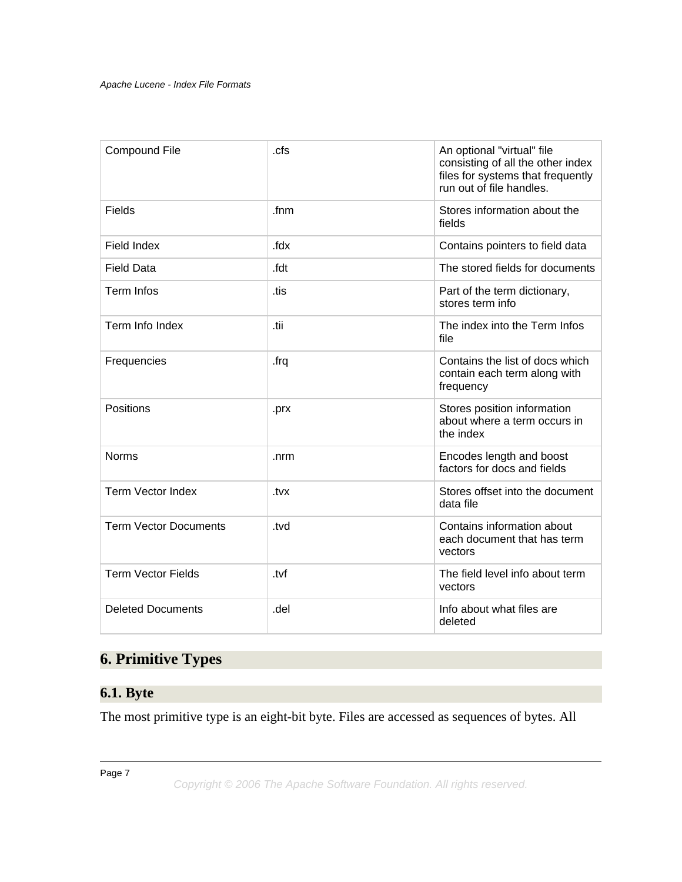| Compound File | .cfs | An optional "virtual" file consisting of all the other index files for systems that frequently run out of file handles. |
|---|---|---|
| Fields | .fnm | Stores information about the fields |
| Field Index | .fdx | Contains pointers to field data |
| Field Data | .fdt | The stored fields for documents |
| Term Infos | .tis | Part of the term dictionary, stores term info |
| Term Info Index | .tii | The index into the Term Infos file |
| Frequencies | .frq | Contains the list of docs which contain each term along with frequency |
| Positions | .prx | Stores position information about where a term occurs in the index |
| Norms | .nrm | Encodes length and boost factors for docs and fields |
| Term Vector Index | .tvx | Stores offset into the document data file |
| Term Vector Documents | .tvd | Contains information about each document that has term vectors |
| Term Vector Fields | .tvf | The field level info about term vectors |
| Deleted Documents | .del | Info about what files are deleted |

# 6. Primitive Types

## 6.1. Byte

The most primitive type is an eight-bit byte. Files are accessed as sequences of bytes. All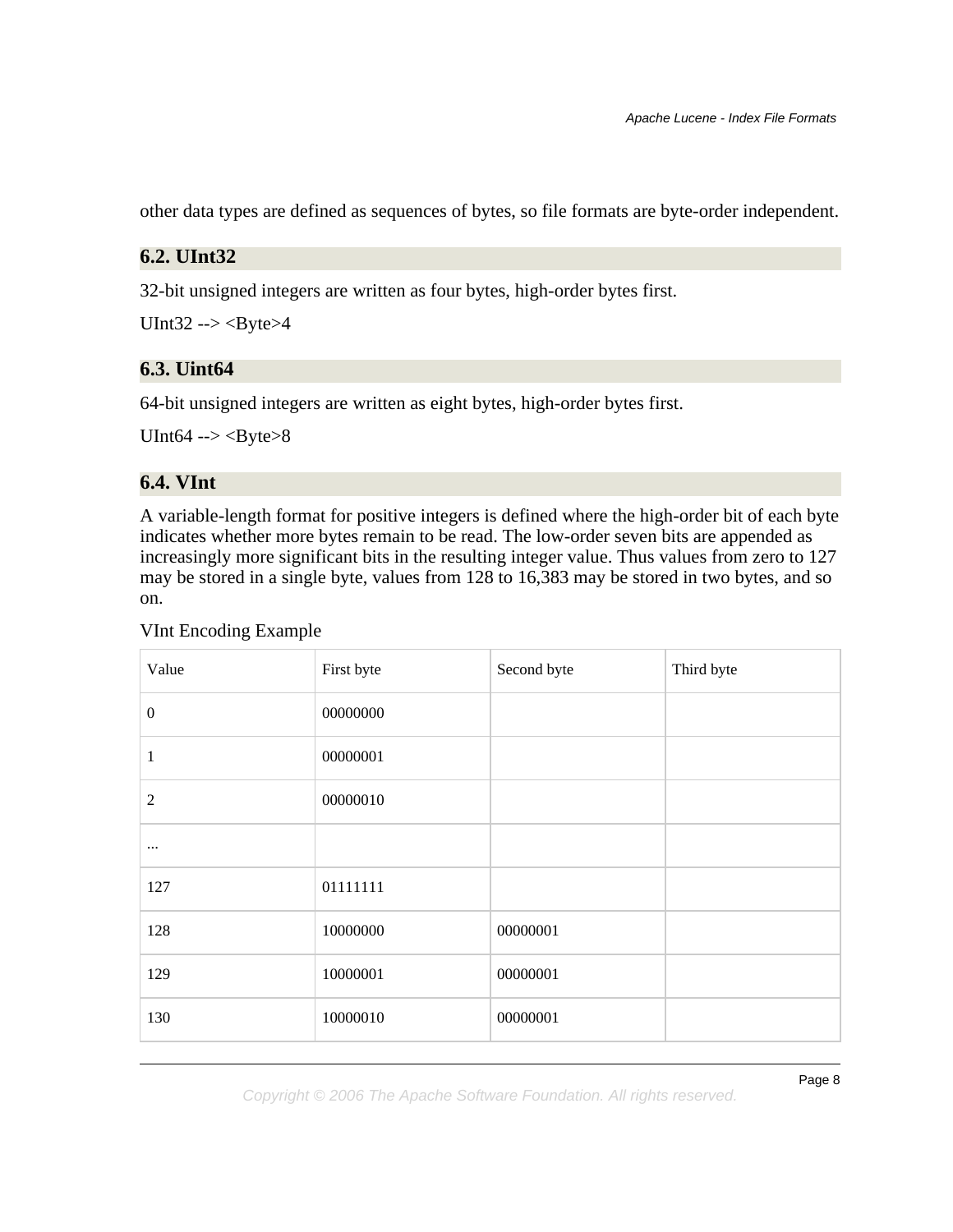other data types are defined as sequences of bytes, so file formats are byte-order independent.

## 6.2. UInt32

32-bit unsigned integers are written as four bytes, high-order bytes first.

UInt32 --> <Byte>4

## 6.3. Uint64

64-bit unsigned integers are written as eight bytes, high-order bytes first.

UInt64 --> <Byte>8

## 6.4. VInt

A variable-length format for positive integers is defined where the high-order bit of each byte indicates whether more bytes remain to be read. The low-order seven bits are appended as increasingly more significant bits in the resulting integer value. Thus values from zero to 127 may be stored in a single byte, values from 128 to 16,383 may be stored in two bytes, and so on.

VInt Encoding Example

| Value | First byte | Second byte | Third byte |
| --- | --- | --- | --- |
| 0 | 00000000 | | |
| 1 | 00000001 | | |
| 2 | 00000010 | | |
| ... | | | |
| 127 | 01111111 | | |
| 128 | 10000000 | 00000001 | |
| 129 | 10000001 | 00000001 | |
| 130 | 10000010 | 00000001 | |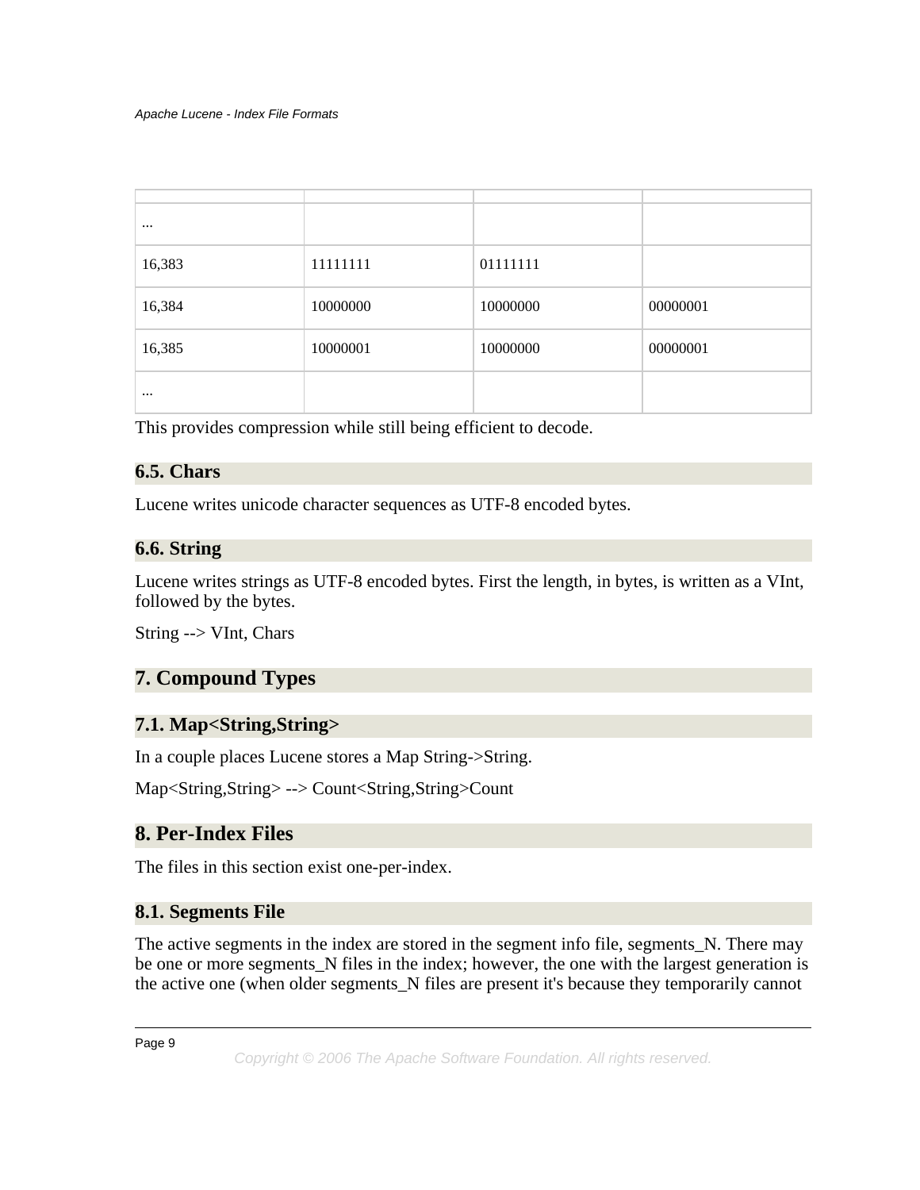| | | | |
|---|---|---|---|
| ... | | | |
| 16,383 | 11111111 | 01111111 | |
| 16,384 | 10000000 | 10000000 | 00000001 |
| 16,385 | 10000001 | 10000000 | 00000001 |
| ... | | | |

This provides compression while still being efficient to decode.

### 6.5. Chars

Lucene writes unicode character sequences as UTF-8 encoded bytes.

### 6.6. String

Lucene writes strings as UTF-8 encoded bytes. First the length, in bytes, is written as a VInt, followed by the bytes.

String --> VInt, Chars

## 7. Compound Types

### 7.1. Map<String,String>

In a couple places Lucene stores a Map String->String.

Map<String,String> --> Count<String,String>Count

## 8. Per-Index Files

The files in this section exist one-per-index.

### 8.1. Segments File

The active segments in the index are stored in the segment info file, segments_N. There may be one or more segments_N files in the index; however, the one with the largest generation is the active one (when older segments_N files are present it's because they temporarily cannot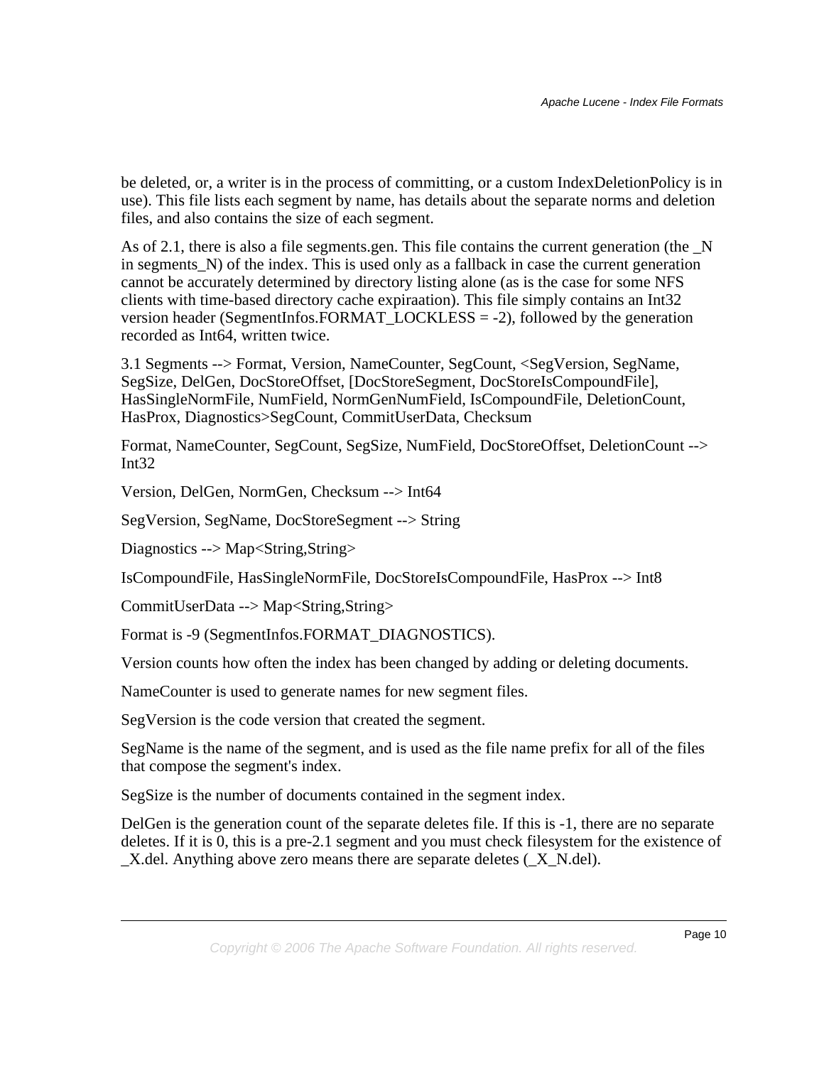be deleted, or, a writer is in the process of committing, or a custom IndexDeletionPolicy is in use). This file lists each segment by name, has details about the separate norms and deletion files, and also contains the size of each segment.

As of 2.1, there is also a file segments.gen. This file contains the current generation (the _N in segments_N) of the index. This is used only as a fallback in case the current generation cannot be accurately determined by directory listing alone (as is the case for some NFS clients with time-based directory cache expiraation). This file simply contains an Int32 version header (SegmentInfos.FORMAT_LOCKLESS = -2), followed by the generation recorded as Int64, written twice.

3.1 Segments --> Format, Version, NameCounter, SegCount, <SegVersion, SegName, SegSize, DelGen, DocStoreOffset, [DocStoreSegment, DocStoreIsCompoundFile], HasSingleNormFile, NumField, NormGenNumField, IsCompoundFile, DeletionCount, HasProx, Diagnostics>SegCount, CommitUserData, Checksum

Format, NameCounter, SegCount, SegSize, NumField, DocStoreOffset, DeletionCount --> Int32

Version, DelGen, NormGen, Checksum --> Int64

SegVersion, SegName, DocStoreSegment --> String

Diagnostics --> Map<String,String>

IsCompoundFile, HasSingleNormFile, DocStoreIsCompoundFile, HasProx --> Int8

CommitUserData --> Map<String,String>

Format is -9 (SegmentInfos.FORMAT_DIAGNOSTICS).

Version counts how often the index has been changed by adding or deleting documents.

NameCounter is used to generate names for new segment files.

SegVersion is the code version that created the segment.

SegName is the name of the segment, and is used as the file name prefix for all of the files that compose the segment's index.

SegSize is the number of documents contained in the segment index.

DelGen is the generation count of the separate deletes file. If this is -1, there are no separate deletes. If it is 0, this is a pre-2.1 segment and you must check filesystem for the existence of _X.del. Anything above zero means there are separate deletes (_X_N.del).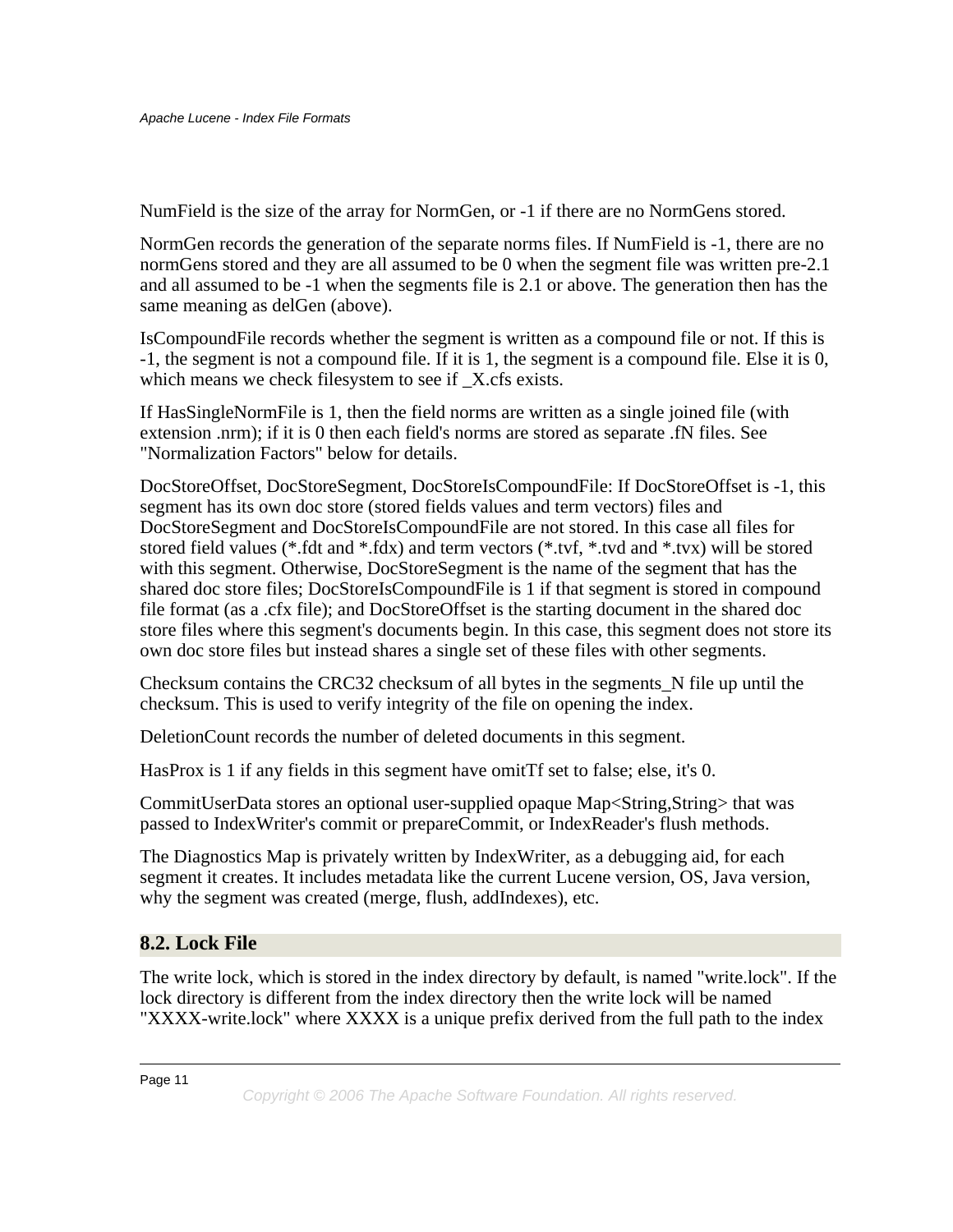NumField is the size of the array for NormGen, or -1 if there are no NormGens stored.

NormGen records the generation of the separate norms files. If NumField is -1, there are no normGens stored and they are all assumed to be 0 when the segment file was written pre-2.1 and all assumed to be -1 when the segments file is 2.1 or above. The generation then has the same meaning as delGen (above).

IsCompoundFile records whether the segment is written as a compound file or not. If this is -1, the segment is not a compound file. If it is 1, the segment is a compound file. Else it is 0, which means we check filesystem to see if _X.cfs exists.

If HasSingleNormFile is 1, then the field norms are written as a single joined file (with extension .nrm); if it is 0 then each field's norms are stored as separate .fN files. See "Normalization Factors" below for details.

DocStoreOffset, DocStoreSegment, DocStoreIsCompoundFile: If DocStoreOffset is -1, this segment has its own doc store (stored fields values and term vectors) files and DocStoreSegment and DocStoreIsCompoundFile are not stored. In this case all files for stored field values (*.fdt and *.fdx) and term vectors (*.tvf, *.tvd and *.tvx) will be stored with this segment. Otherwise, DocStoreSegment is the name of the segment that has the shared doc store files; DocStoreIsCompoundFile is 1 if that segment is stored in compound file format (as a .cfx file); and DocStoreOffset is the starting document in the shared doc store files where this segment's documents begin. In this case, this segment does not store its own doc store files but instead shares a single set of these files with other segments.

Checksum contains the CRC32 checksum of all bytes in the segments_N file up until the checksum. This is used to verify integrity of the file on opening the index.

DeletionCount records the number of deleted documents in this segment.

HasProx is 1 if any fields in this segment have omitTf set to false; else, it's 0.

CommitUserData stores an optional user-supplied opaque Map<String,String> that was passed to IndexWriter's commit or prepareCommit, or IndexReader's flush methods.

The Diagnostics Map is privately written by IndexWriter, as a debugging aid, for each segment it creates. It includes metadata like the current Lucene version, OS, Java version, why the segment was created (merge, flush, addIndexes), etc.

## 8.2. Lock File

The write lock, which is stored in the index directory by default, is named "write.lock". If the lock directory is different from the index directory then the write lock will be named "XXXX-write.lock" where XXXX is a unique prefix derived from the full path to the index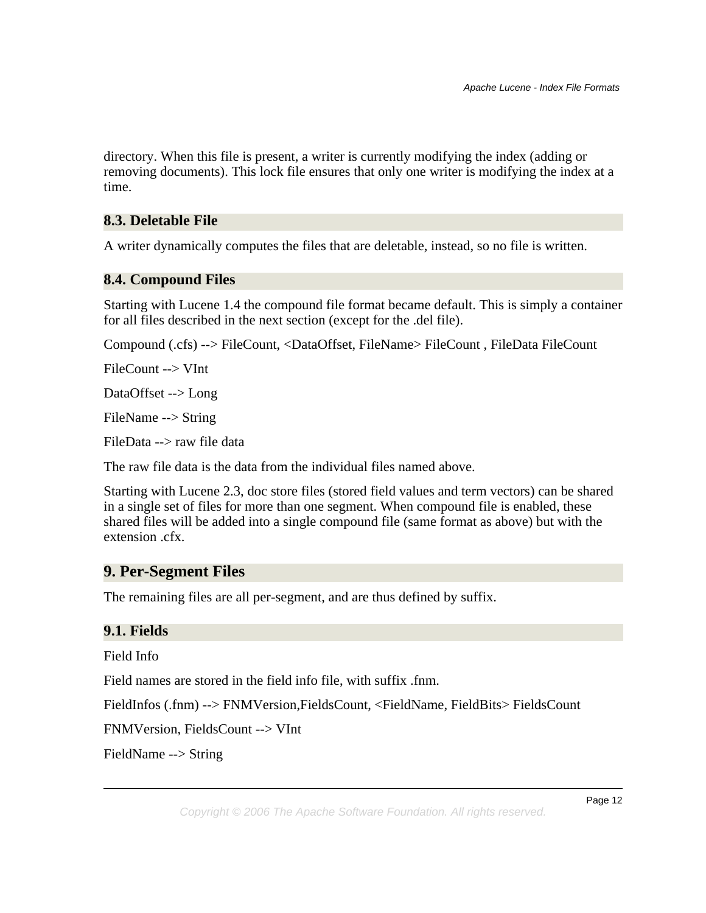directory. When this file is present, a writer is currently modifying the index (adding or removing documents). This lock file ensures that only one writer is modifying the index at a time.

### 8.3. Deletable File

A writer dynamically computes the files that are deletable, instead, so no file is written.

### 8.4. Compound Files

Starting with Lucene 1.4 the compound file format became default. This is simply a container for all files described in the next section (except for the .del file).

Compound (.cfs) --> FileCount, <DataOffset, FileName> FileCount , FileData FileCount

FileCount --> VInt

DataOffset --> Long

FileName --> String

FileData --> raw file data

The raw file data is the data from the individual files named above.

Starting with Lucene 2.3, doc store files (stored field values and term vectors) can be shared in a single set of files for more than one segment. When compound file is enabled, these shared files will be added into a single compound file (same format as above) but with the extension .cfx.

## 9. Per-Segment Files

The remaining files are all per-segment, and are thus defined by suffix.

### 9.1. Fields

Field Info

Field names are stored in the field info file, with suffix .fnm.

FieldInfos (.fnm) --> FNMVersion,FieldsCount, <FieldName, FieldBits> FieldsCount

FNMVersion, FieldsCount --> VInt

FieldName --> String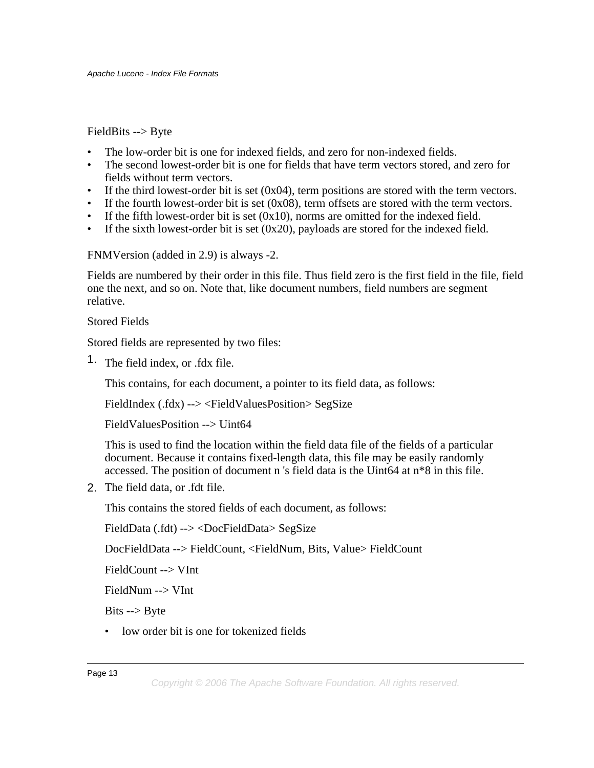FieldBits --> Byte

- The low-order bit is one for indexed fields, and zero for non-indexed fields.
- The second lowest-order bit is one for fields that have term vectors stored, and zero for fields without term vectors.
- If the third lowest-order bit is set (0x04), term positions are stored with the term vectors.
- If the fourth lowest-order bit is set (0x08), term offsets are stored with the term vectors.
- If the fifth lowest-order bit is set (0x10), norms are omitted for the indexed field.
- If the sixth lowest-order bit is set (0x20), payloads are stored for the indexed field.

FNMVersion (added in 2.9) is always -2.

Fields are numbered by their order in this file. Thus field zero is the first field in the file, field one the next, and so on. Note that, like document numbers, field numbers are segment relative.

Stored Fields

Stored fields are represented by two files:

1. The field index, or .fdx file.

   This contains, for each document, a pointer to its field data, as follows:

   FieldIndex (.fdx) --> <FieldValuesPosition> SegSize

   FieldValuesPosition --> Uint64

   This is used to find the location within the field data file of the fields of a particular document. Because it contains fixed-length data, this file may be easily randomly accessed. The position of document n 's field data is the Uint64 at n*8 in this file.

2. The field data, or .fdt file.

   This contains the stored fields of each document, as follows:

   FieldData (.fdt) --> <DocFieldData> SegSize

   DocFieldData --> FieldCount, <FieldNum, Bits, Value> FieldCount

   FieldCount --> VInt

   FieldNum --> VInt

   Bits --> Byte

   - low order bit is one for tokenized fields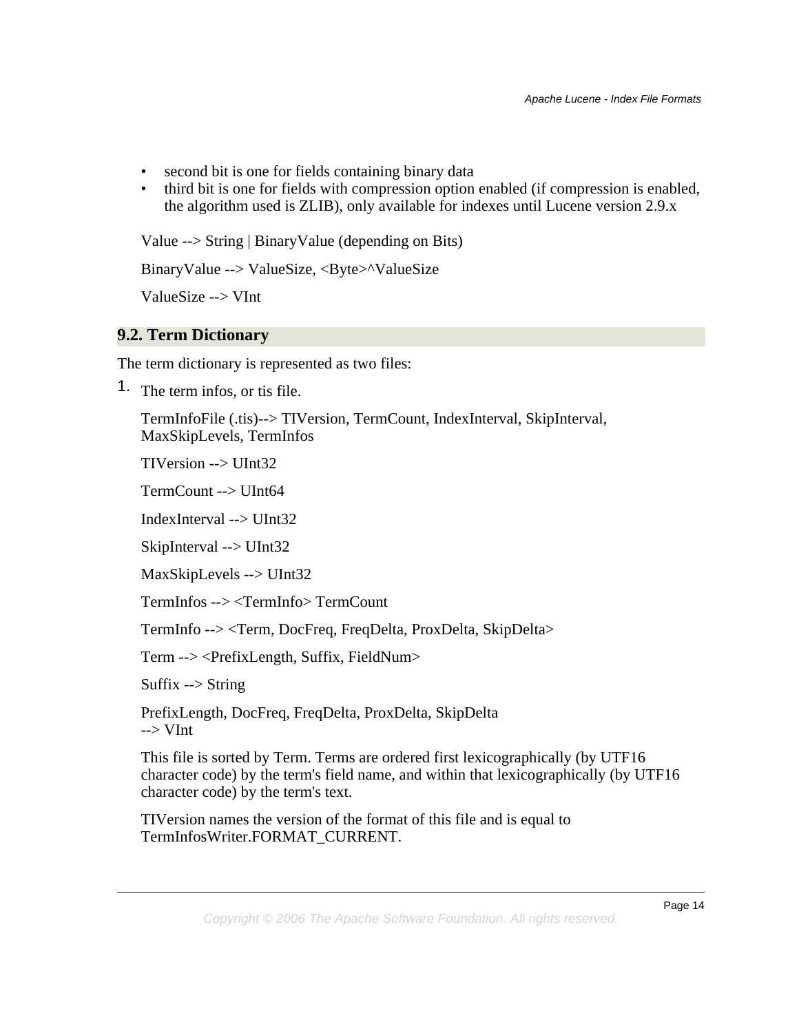- second bit is one for fields containing binary data
- third bit is one for fields with compression option enabled (if compression is enabled, the algorithm used is ZLIB), only available for indexes until Lucene version 2.9.x

Value --> String | BinaryValue (depending on Bits)

BinaryValue --> ValueSize, <Byte>^ValueSize

ValueSize --> VInt

## 9.2. Term Dictionary

The term dictionary is represented as two files:

1. The term infos, or tis file.

   TermInfoFile (.tis)--> TIVersion, TermCount, IndexInterval, SkipInterval, MaxSkipLevels, TermInfos

   TIVersion --> UInt32

   TermCount --> UInt64

   IndexInterval --> UInt32

   SkipInterval --> UInt32

   MaxSkipLevels --> UInt32

   TermInfos --> <TermInfo> TermCount

   TermInfo --> <Term, DocFreq, FreqDelta, ProxDelta, SkipDelta>

   Term --> <PrefixLength, Suffix, FieldNum>

   Suffix --> String

   PrefixLength, DocFreq, FreqDelta, ProxDelta, SkipDelta
   --> VInt

   This file is sorted by Term. Terms are ordered first lexicographically (by UTF16 character code) by the term's field name, and within that lexicographically (by UTF16 character code) by the term's text.

   TIVersion names the version of the format of this file and is equal to TermInfosWriter.FORMAT_CURRENT.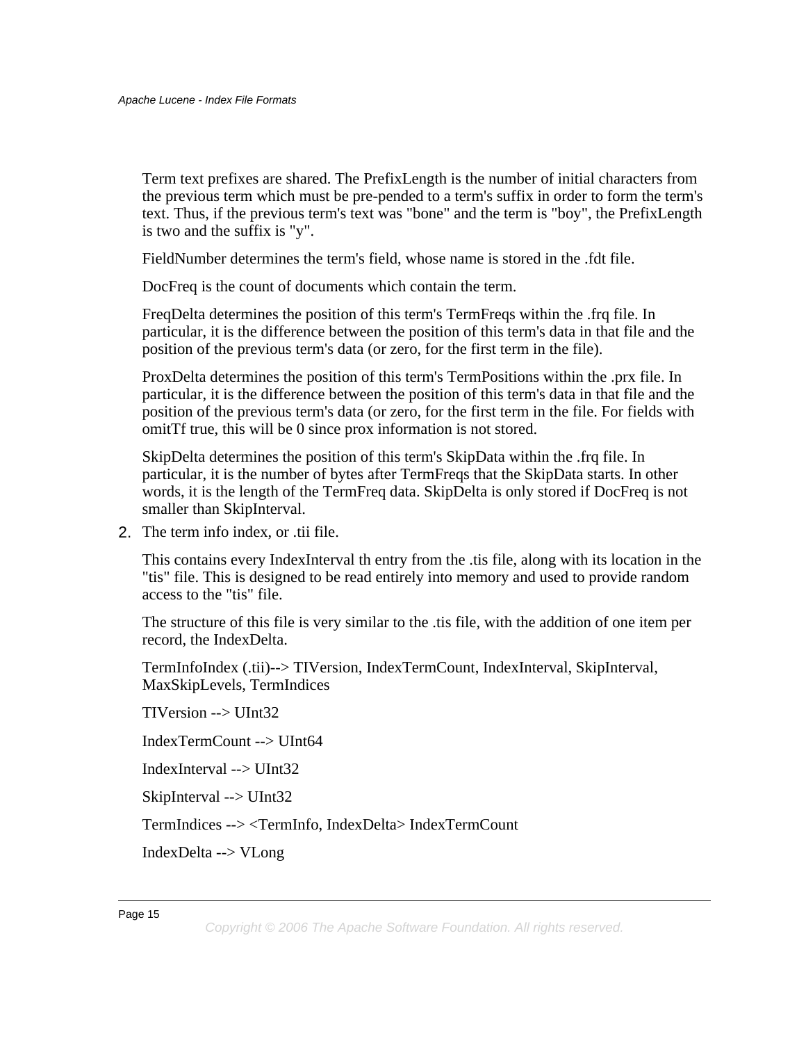Term text prefixes are shared. The PrefixLength is the number of initial characters from the previous term which must be pre-pended to a term's suffix in order to form the term's text. Thus, if the previous term's text was "bone" and the term is "boy", the PrefixLength is two and the suffix is "y".

FieldNumber determines the term's field, whose name is stored in the .fdt file.

DocFreq is the count of documents which contain the term.

FreqDelta determines the position of this term's TermFreqs within the .frq file. In particular, it is the difference between the position of this term's data in that file and the position of the previous term's data (or zero, for the first term in the file).

ProxDelta determines the position of this term's TermPositions within the .prx file. In particular, it is the difference between the position of this term's data in that file and the position of the previous term's data (or zero, for the first term in the file. For fields with omitTf true, this will be 0 since prox information is not stored.

SkipDelta determines the position of this term's SkipData within the .frq file. In particular, it is the number of bytes after TermFreqs that the SkipData starts. In other words, it is the length of the TermFreq data. SkipDelta is only stored if DocFreq is not smaller than SkipInterval.

2. The term info index, or .tii file.

   This contains every IndexInterval th entry from the .tis file, along with its location in the "tis" file. This is designed to be read entirely into memory and used to provide random access to the "tis" file.

   The structure of this file is very similar to the .tis file, with the addition of one item per record, the IndexDelta.

   TermInfoIndex (.tii)--> TIVersion, IndexTermCount, IndexInterval, SkipInterval, MaxSkipLevels, TermIndices

   TIVersion --> UInt32

   IndexTermCount --> UInt64

   IndexInterval --> UInt32

   SkipInterval --> UInt32

   TermIndices --> <TermInfo, IndexDelta> IndexTermCount

   IndexDelta --> VLong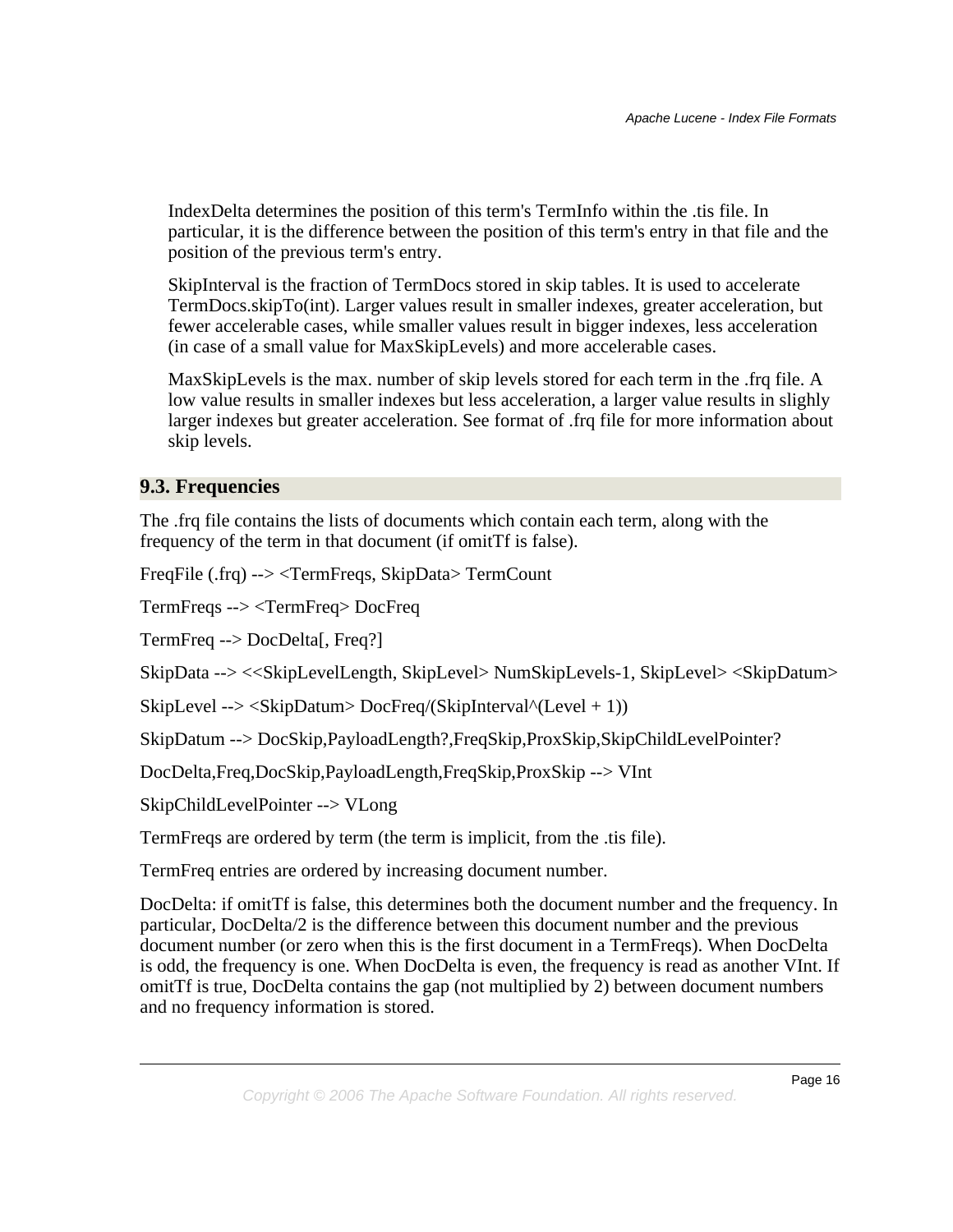IndexDelta determines the position of this term's TermInfo within the .tis file. In particular, it is the difference between the position of this term's entry in that file and the position of the previous term's entry.

SkipInterval is the fraction of TermDocs stored in skip tables. It is used to accelerate TermDocs.skipTo(int). Larger values result in smaller indexes, greater acceleration, but fewer accelerable cases, while smaller values result in bigger indexes, less acceleration (in case of a small value for MaxSkipLevels) and more accelerable cases.

MaxSkipLevels is the max. number of skip levels stored for each term in the .frq file. A low value results in smaller indexes but less acceleration, a larger value results in slighly larger indexes but greater acceleration. See format of .frq file for more information about skip levels.

## 9.3. Frequencies

The .frq file contains the lists of documents which contain each term, along with the frequency of the term in that document (if omitTf is false).

FreqFile (.frq) --> <TermFreqs, SkipData> TermCount

TermFreqs --> <TermFreq> DocFreq

TermFreq --> DocDelta[, Freq?]

SkipData --> <<SkipLevelLength, SkipLevel> NumSkipLevels-1, SkipLevel> <SkipDatum>

SkipLevel --> <SkipDatum> DocFreq/(SkipInterval^(Level + 1))

SkipDatum --> DocSkip,PayloadLength?,FreqSkip,ProxSkip,SkipChildLevelPointer?

DocDelta,Freq,DocSkip,PayloadLength,FreqSkip,ProxSkip --> VInt

SkipChildLevelPointer --> VLong

TermFreqs are ordered by term (the term is implicit, from the .tis file).

TermFreq entries are ordered by increasing document number.

DocDelta: if omitTf is false, this determines both the document number and the frequency. In particular, DocDelta/2 is the difference between this document number and the previous document number (or zero when this is the first document in a TermFreqs). When DocDelta is odd, the frequency is one. When DocDelta is even, the frequency is read as another VInt. If omitTf is true, DocDelta contains the gap (not multiplied by 2) between document numbers and no frequency information is stored.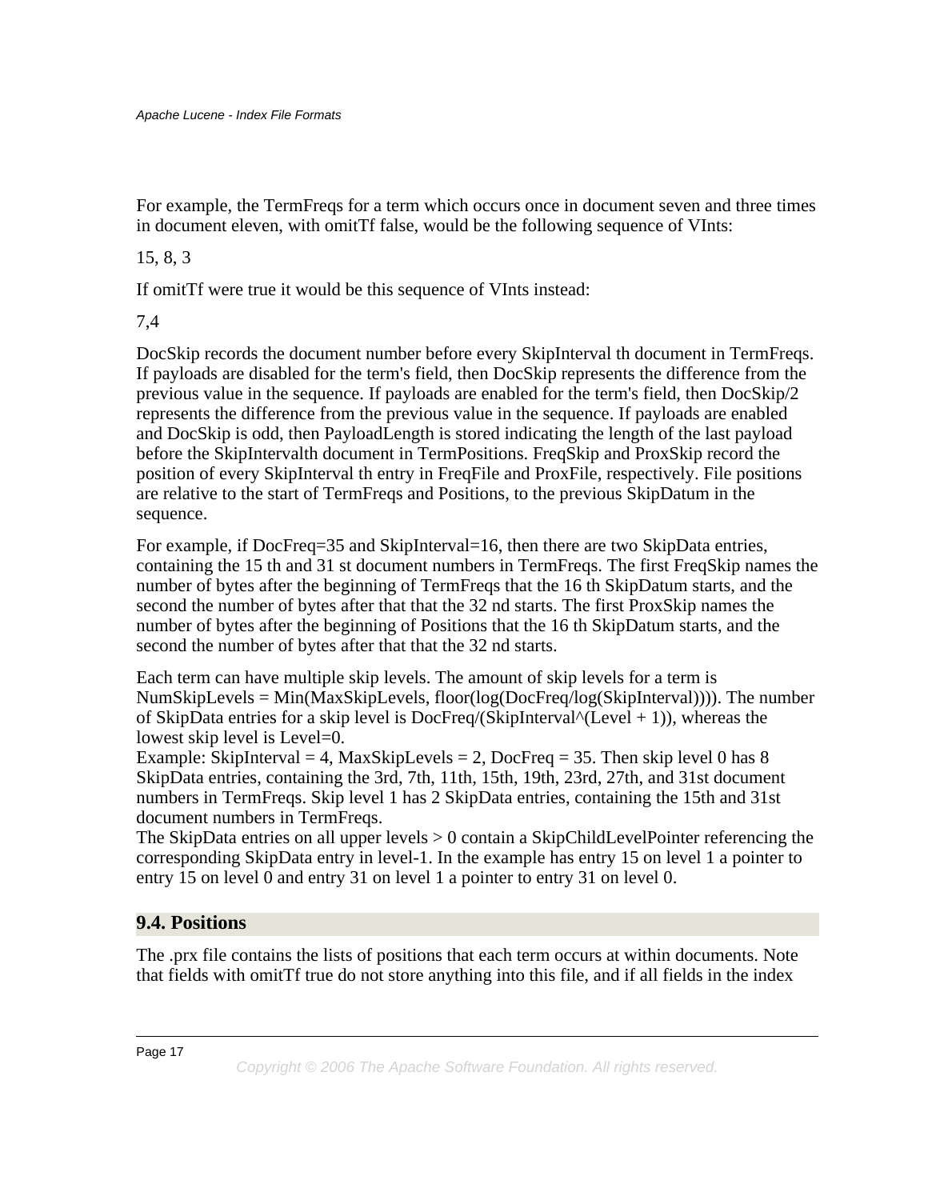For example, the TermFreqs for a term which occurs once in document seven and three times in document eleven, with omitTf false, would be the following sequence of VInts:

15, 8, 3

If omitTf were true it would be this sequence of VInts instead:

7,4

DocSkip records the document number before every SkipInterval th document in TermFreqs. If payloads are disabled for the term's field, then DocSkip represents the difference from the previous value in the sequence. If payloads are enabled for the term's field, then DocSkip/2 represents the difference from the previous value in the sequence. If payloads are enabled and DocSkip is odd, then PayloadLength is stored indicating the length of the last payload before the SkipIntervalth document in TermPositions. FreqSkip and ProxSkip record the position of every SkipInterval th entry in FreqFile and ProxFile, respectively. File positions are relative to the start of TermFreqs and Positions, to the previous SkipDatum in the sequence.

For example, if DocFreq=35 and SkipInterval=16, then there are two SkipData entries, containing the 15 th and 31 st document numbers in TermFreqs. The first FreqSkip names the number of bytes after the beginning of TermFreqs that the 16 th SkipDatum starts, and the second the number of bytes after that that the 32 nd starts. The first ProxSkip names the number of bytes after the beginning of Positions that the 16 th SkipDatum starts, and the second the number of bytes after that that the 32 nd starts.

Each term can have multiple skip levels. The amount of skip levels for a term is NumSkipLevels = Min(MaxSkipLevels, floor(log(DocFreq/log(SkipInterval)))). The number of SkipData entries for a skip level is DocFreq/(SkipInterval^(Level + 1)), whereas the lowest skip level is Level=0.
Example: SkipInterval = 4, MaxSkipLevels = 2, DocFreq = 35. Then skip level 0 has 8 SkipData entries, containing the 3rd, 7th, 11th, 15th, 19th, 23rd, 27th, and 31st document numbers in TermFreqs. Skip level 1 has 2 SkipData entries, containing the 15th and 31st document numbers in TermFreqs.
The SkipData entries on all upper levels > 0 contain a SkipChildLevelPointer referencing the corresponding SkipData entry in level-1. In the example has entry 15 on level 1 a pointer to entry 15 on level 0 and entry 31 on level 1 a pointer to entry 31 on level 0.

## 9.4. Positions

The .prx file contains the lists of positions that each term occurs at within documents. Note that fields with omitTf true do not store anything into this file, and if all fields in the index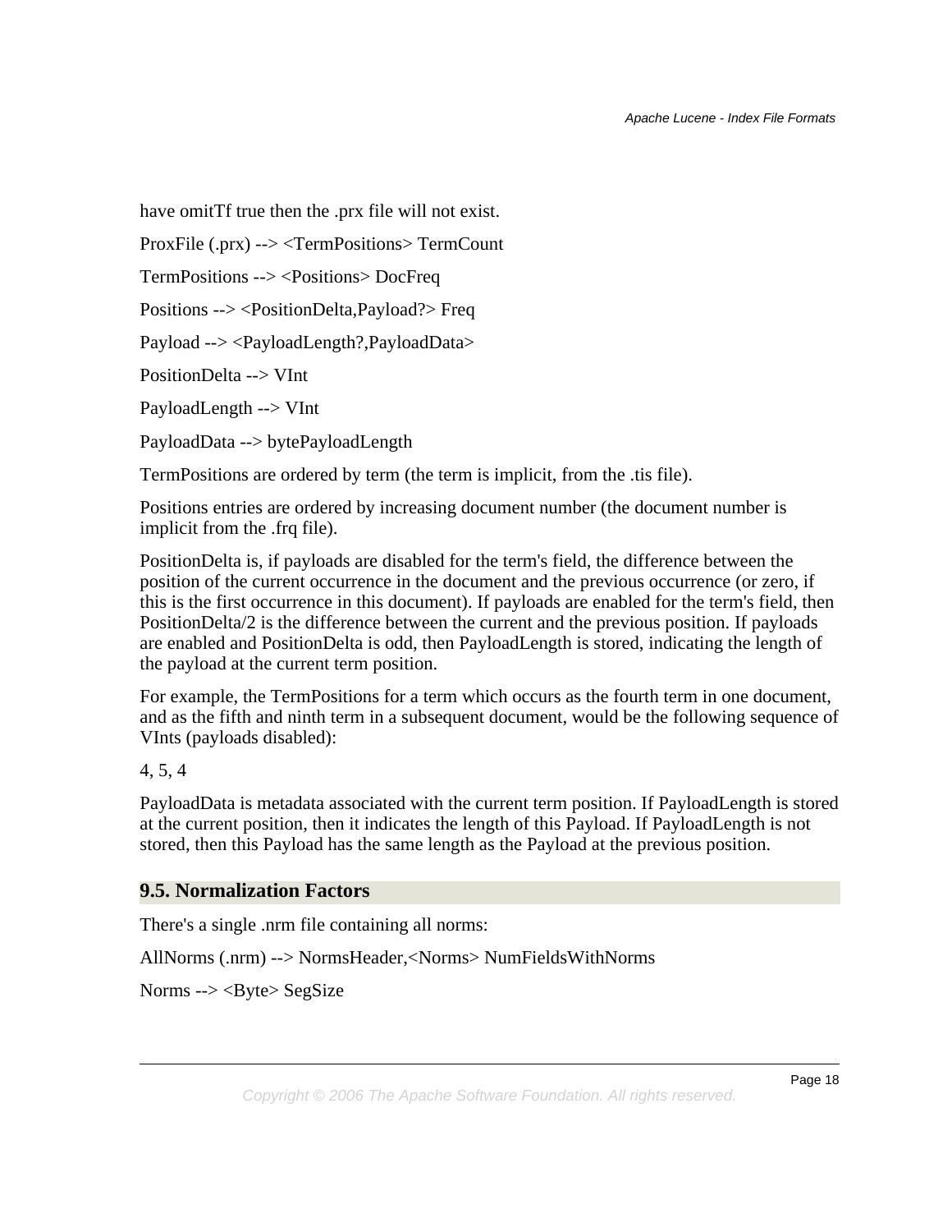have omitTf true then the .prx file will not exist.

ProxFile (.prx) --> <TermPositions> TermCount

TermPositions --> <Positions> DocFreq

Positions --> <PositionDelta,Payload?> Freq

Payload --> <PayloadLength?,PayloadData>

PositionDelta --> VInt

PayloadLength --> VInt

PayloadData --> bytePayloadLength

TermPositions are ordered by term (the term is implicit, from the .tis file).

Positions entries are ordered by increasing document number (the document number is implicit from the .frq file).

PositionDelta is, if payloads are disabled for the term's field, the difference between the position of the current occurrence in the document and the previous occurrence (or zero, if this is the first occurrence in this document). If payloads are enabled for the term's field, then PositionDelta/2 is the difference between the current and the previous position. If payloads are enabled and PositionDelta is odd, then PayloadLength is stored, indicating the length of the payload at the current term position.

For example, the TermPositions for a term which occurs as the fourth term in one document, and as the fifth and ninth term in a subsequent document, would be the following sequence of VInts (payloads disabled):

4, 5, 4

PayloadData is metadata associated with the current term position. If PayloadLength is stored at the current position, then it indicates the length of this Payload. If PayloadLength is not stored, then this Payload has the same length as the Payload at the previous position.

## 9.5. Normalization Factors

There's a single .nrm file containing all norms:

AllNorms (.nrm) --> NormsHeader,<Norms> NumFieldsWithNorms

Norms --> <Byte> SegSize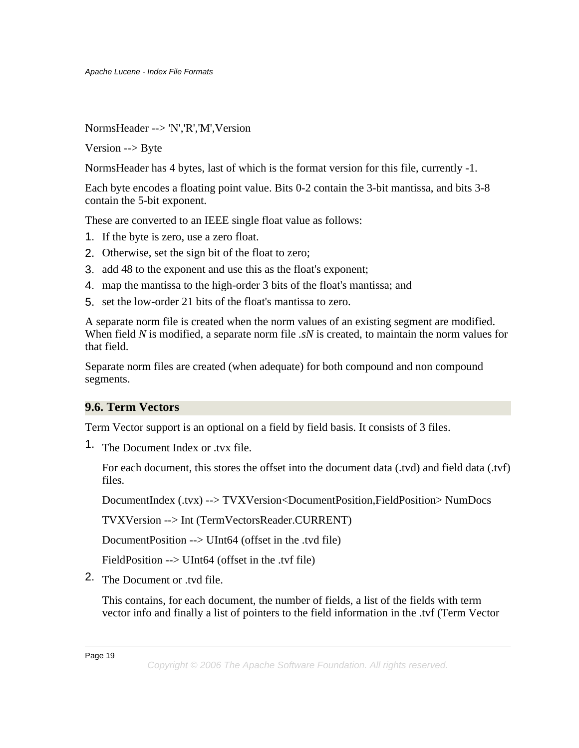NormsHeader --> 'N','R','M',Version

Version --> Byte

NormsHeader has 4 bytes, last of which is the format version for this file, currently -1.

Each byte encodes a floating point value. Bits 0-2 contain the 3-bit mantissa, and bits 3-8 contain the 5-bit exponent.

These are converted to an IEEE single float value as follows:

1. If the byte is zero, use a zero float.
2. Otherwise, set the sign bit of the float to zero;
3. add 48 to the exponent and use this as the float's exponent;
4. map the mantissa to the high-order 3 bits of the float's mantissa; and
5. set the low-order 21 bits of the float's mantissa to zero.

A separate norm file is created when the norm values of an existing segment are modified. When field *N* is modified, a separate norm file *.sN* is created, to maintain the norm values for that field.

Separate norm files are created (when adequate) for both compound and non compound segments.

## 9.6. Term Vectors

Term Vector support is an optional on a field by field basis. It consists of 3 files.

1. The Document Index or .tvx file.

   For each document, this stores the offset into the document data (.tvd) and field data (.tvf) files.

   DocumentIndex (.tvx) --> TVXVersion<DocumentPosition,FieldPosition> NumDocs

   TVXVersion --> Int (TermVectorsReader.CURRENT)

   DocumentPosition --> UInt64 (offset in the .tvd file)

   FieldPosition --> UInt64 (offset in the .tvf file)

2. The Document or .tvd file.

   This contains, for each document, the number of fields, a list of the fields with term vector info and finally a list of pointers to the field information in the .tvf (Term Vector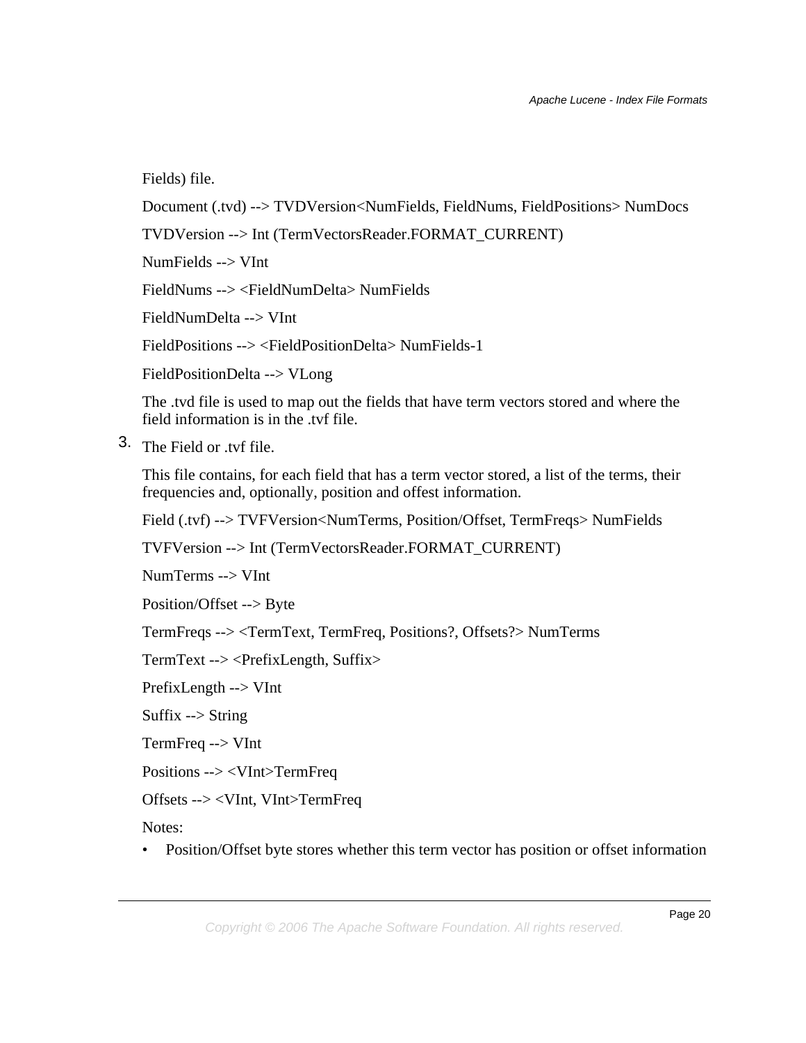Fields) file.

Document (.tvd) --> TVDVersion<NumFields, FieldNums, FieldPositions> NumDocs

TVDVersion --> Int (TermVectorsReader.FORMAT_CURRENT)

NumFields --> VInt

FieldNums --> <FieldNumDelta> NumFields

FieldNumDelta --> VInt

FieldPositions --> <FieldPositionDelta> NumFields-1

FieldPositionDelta --> VLong

The .tvd file is used to map out the fields that have term vectors stored and where the field information is in the .tvf file.

3. The Field or .tvf file.

   This file contains, for each field that has a term vector stored, a list of the terms, their frequencies and, optionally, position and offest information.

   Field (.tvf) --> TVFVersion<NumTerms, Position/Offset, TermFreqs> NumFields

   TVFVersion --> Int (TermVectorsReader.FORMAT_CURRENT)

   NumTerms --> VInt

   Position/Offset --> Byte

   TermFreqs --> <TermText, TermFreq, Positions?, Offsets?> NumTerms

   TermText --> <PrefixLength, Suffix>

   PrefixLength --> VInt

   Suffix --> String

   TermFreq --> VInt

   Positions --> <VInt>TermFreq

   Offsets --> <VInt, VInt>TermFreq

   Notes:

   - Position/Offset byte stores whether this term vector has position or offset information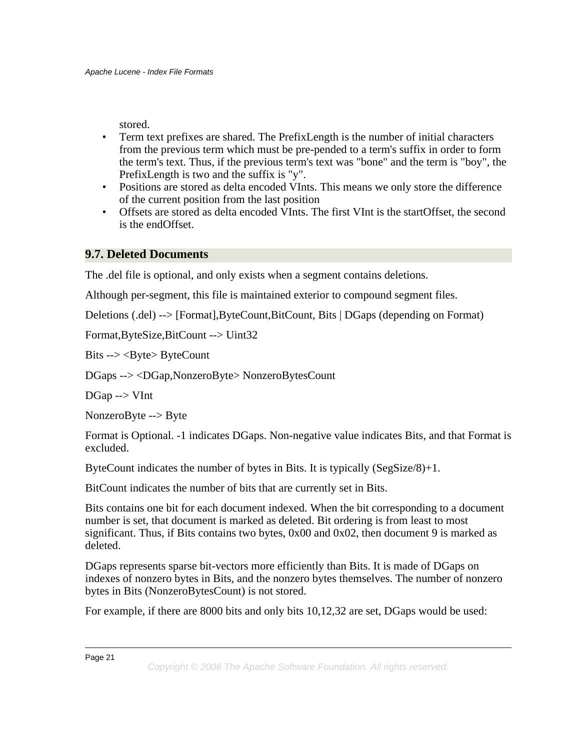stored.

- Term text prefixes are shared. The PrefixLength is the number of initial characters from the previous term which must be pre-pended to a term's suffix in order to form the term's text. Thus, if the previous term's text was "bone" and the term is "boy", the PrefixLength is two and the suffix is "y".
- Positions are stored as delta encoded VInts. This means we only store the difference of the current position from the last position
- Offsets are stored as delta encoded VInts. The first VInt is the startOffset, the second is the endOffset.

## 9.7. Deleted Documents

The .del file is optional, and only exists when a segment contains deletions.

Although per-segment, this file is maintained exterior to compound segment files.

Deletions (.del) --> [Format],ByteCount,BitCount, Bits | DGaps (depending on Format)

Format,ByteSize,BitCount --> Uint32

Bits --> <Byte> ByteCount

DGaps --> <DGap,NonzeroByte> NonzeroBytesCount

DGap --> VInt

NonzeroByte --> Byte

Format is Optional. -1 indicates DGaps. Non-negative value indicates Bits, and that Format is excluded.

ByteCount indicates the number of bytes in Bits. It is typically (SegSize/8)+1.

BitCount indicates the number of bits that are currently set in Bits.

Bits contains one bit for each document indexed. When the bit corresponding to a document number is set, that document is marked as deleted. Bit ordering is from least to most significant. Thus, if Bits contains two bytes, 0x00 and 0x02, then document 9 is marked as deleted.

DGaps represents sparse bit-vectors more efficiently than Bits. It is made of DGaps on indexes of nonzero bytes in Bits, and the nonzero bytes themselves. The number of nonzero bytes in Bits (NonzeroBytesCount) is not stored.

For example, if there are 8000 bits and only bits 10,12,32 are set, DGaps would be used: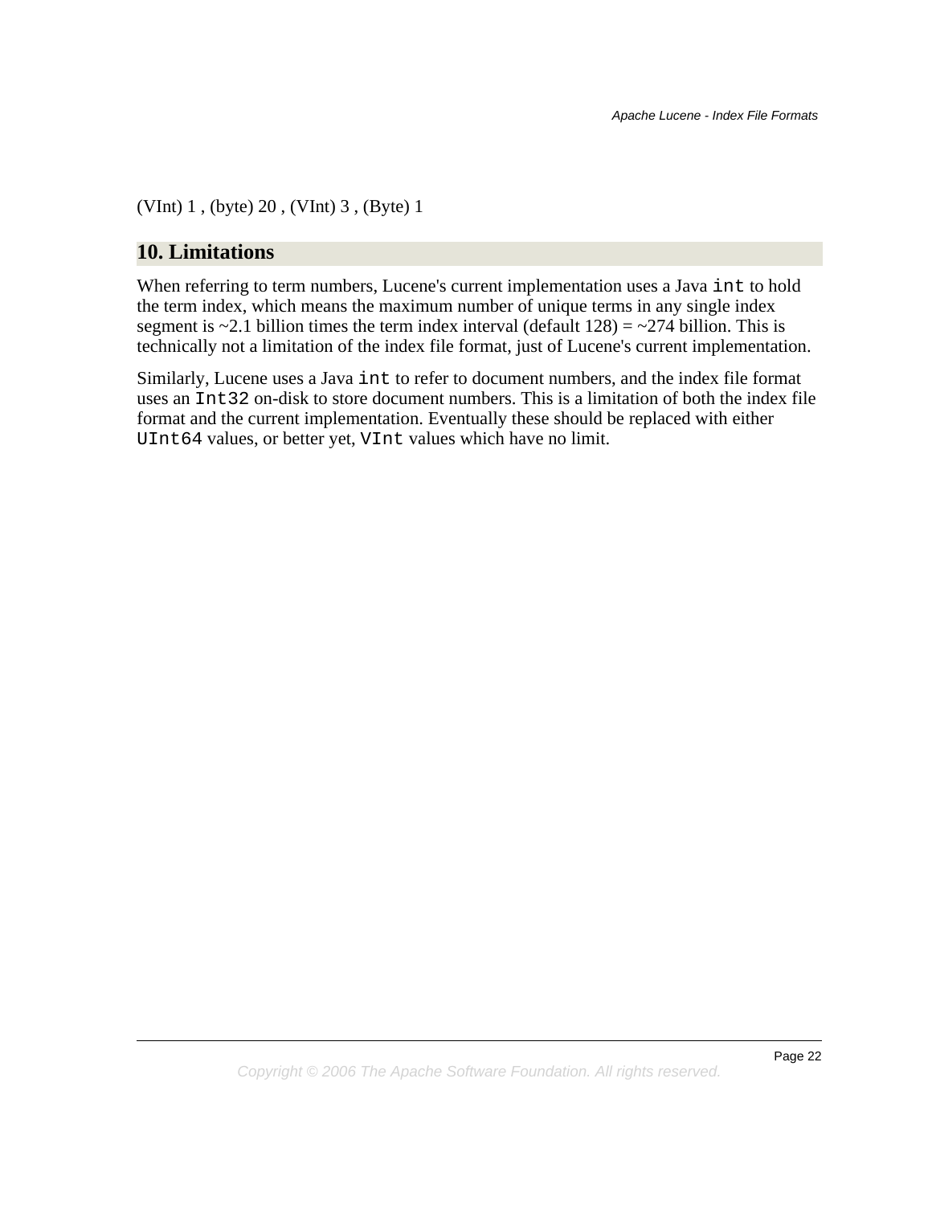(VInt) 1 , (byte) 20 , (VInt) 3 , (Byte) 1

## 10. Limitations

When referring to term numbers, Lucene's current implementation uses a Java `int` to hold the term index, which means the maximum number of unique terms in any single index segment is ~2.1 billion times the term index interval (default 128) = ~274 billion. This is technically not a limitation of the index file format, just of Lucene's current implementation.

Similarly, Lucene uses a Java `int` to refer to document numbers, and the index file format uses an `Int32` on-disk to store document numbers. This is a limitation of both the index file format and the current implementation. Eventually these should be replaced with either `UInt64` values, or better yet, `VInt` values which have no limit.